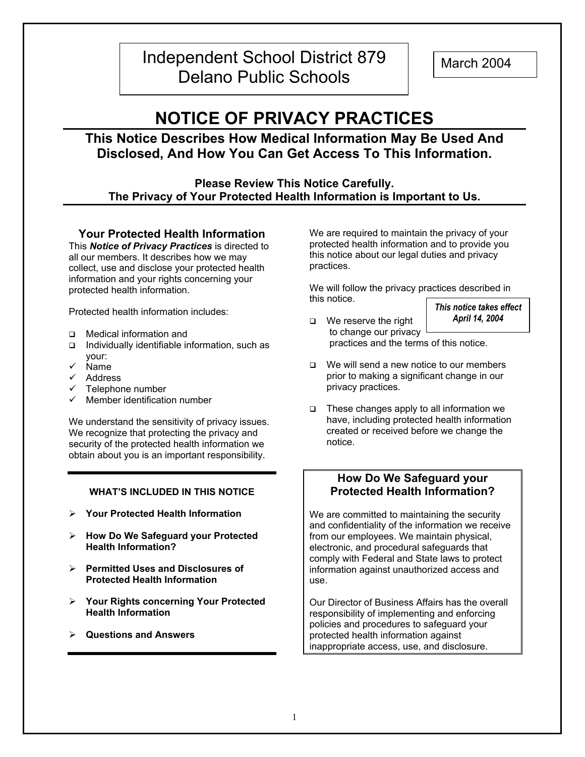Independent School District 879
Delano Public Schools

March 2004

# NOTICE OF PRIVACY PRACTICES

## This Notice Describes How Medical Information May Be Used And Disclosed, And How You Can Get Access To This Information.

**Please Review This Notice Carefully.**
**The Privacy of Your Protected Health Information is Important to Us.**

### Your Protected Health Information

This ***Notice of Privacy Practices*** is directed to all our members. It describes how we may collect, use and disclose your protected health information and your rights concerning your protected health information.

Protected health information includes:

- Medical information and
- Individually identifiable information, such as your:
  - ✓ Name
  - ✓ Address
  - ✓ Telephone number
  - ✓ Member identification number

We understand the sensitivity of privacy issues. We recognize that protecting the privacy and security of the protected health information we obtain about you is an important responsibility.

**WHAT'S INCLUDED IN THIS NOTICE**

- **Your Protected Health Information**
- **How Do We Safeguard your Protected Health Information?**
- **Permitted Uses and Disclosures of Protected Health Information**
- **Your Rights concerning Your Protected Health Information**
- **Questions and Answers**

We are required to maintain the privacy of your protected health information and to provide you this notice about our legal duties and privacy practices.

We will follow the privacy practices described in this notice.

***This notice takes effect April 14, 2004***

- We reserve the right to change our privacy practices and the terms of this notice.
- We will send a new notice to our members prior to making a significant change in our privacy practices.
- These changes apply to all information we have, including protected health information created or received before we change the notice.

### How Do We Safeguard your Protected Health Information?

We are committed to maintaining the security and confidentiality of the information we receive from our employees. We maintain physical, electronic, and procedural safeguards that comply with Federal and State laws to protect information against unauthorized access and use.

Our Director of Business Affairs has the overall responsibility of implementing and enforcing policies and procedures to safeguard your protected health information against inappropriate access, use, and disclosure.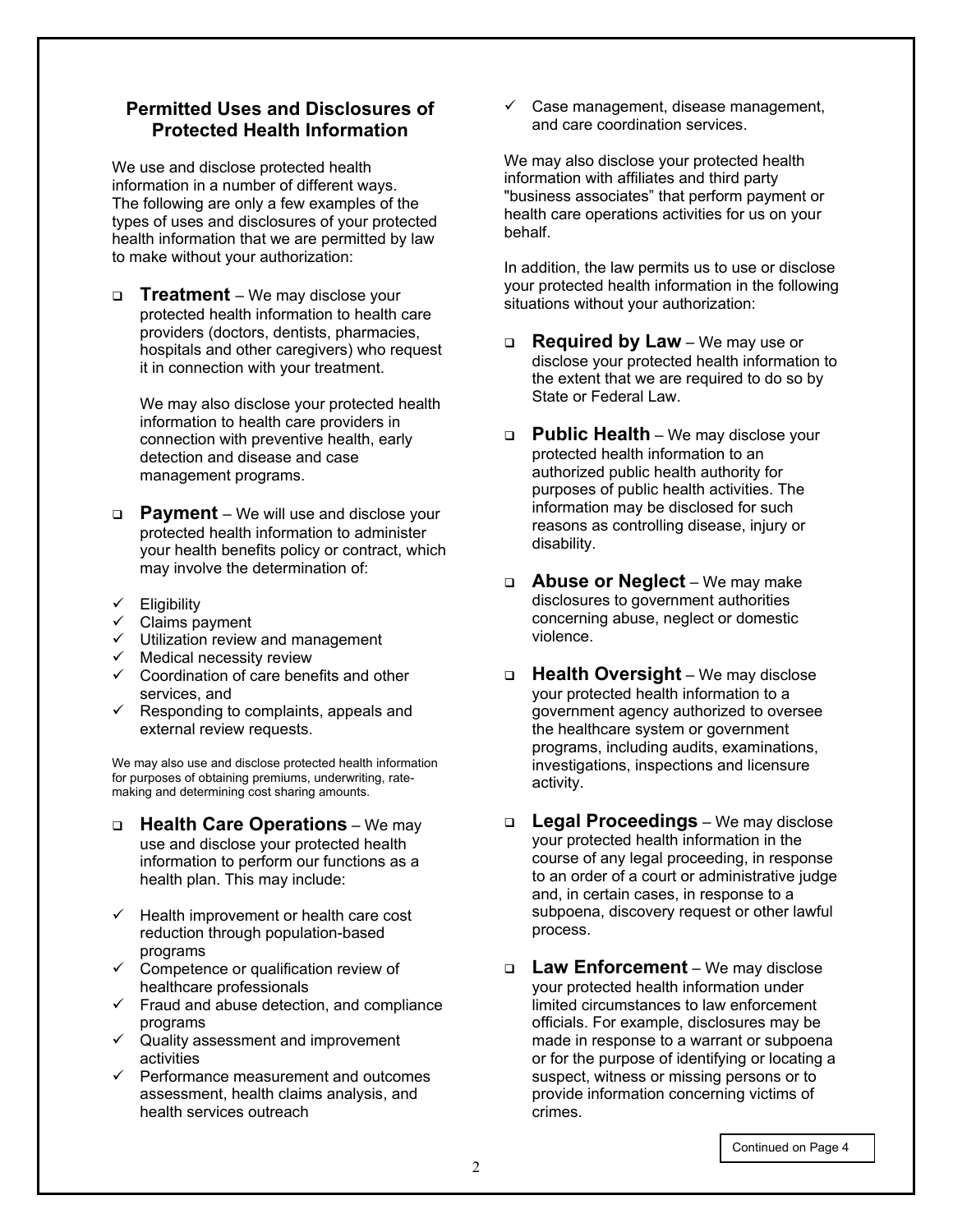## Permitted Uses and Disclosures of Protected Health Information

We use and disclose protected health information in a number of different ways. The following are only a few examples of the types of uses and disclosures of your protected health information that we are permitted by law to make without your authorization:

- **Treatment** – We may disclose your protected health information to health care providers (doctors, dentists, pharmacies, hospitals and other caregivers) who request it in connection with your treatment.

  We may also disclose your protected health information to health care providers in connection with preventive health, early detection and disease and case management programs.

- **Payment** – We will use and disclose your protected health information to administer your health benefits policy or contract, which may involve the determination of:

  - ✓ Eligibility
  - ✓ Claims payment
  - ✓ Utilization review and management
  - ✓ Medical necessity review
  - ✓ Coordination of care benefits and other services, and
  - ✓ Responding to complaints, appeals and external review requests.

We may also use and disclose protected health information for purposes of obtaining premiums, underwriting, rate-making and determining cost sharing amounts.

- **Health Care Operations** – We may use and disclose your protected health information to perform our functions as a health plan. This may include:

  - ✓ Health improvement or health care cost reduction through population-based programs
  - ✓ Competence or qualification review of healthcare professionals
  - ✓ Fraud and abuse detection, and compliance programs
  - ✓ Quality assessment and improvement activities
  - ✓ Performance measurement and outcomes assessment, health claims analysis, and health services outreach
  - ✓ Case management, disease management, and care coordination services.

We may also disclose your protected health information with affiliates and third party "business associates" that perform payment or health care operations activities for us on your behalf.

In addition, the law permits us to use or disclose your protected health information in the following situations without your authorization:

- **Required by Law** – We may use or disclose your protected health information to the extent that we are required to do so by State or Federal Law.

- **Public Health** – We may disclose your protected health information to an authorized public health authority for purposes of public health activities. The information may be disclosed for such reasons as controlling disease, injury or disability.

- **Abuse or Neglect** – We may make disclosures to government authorities concerning abuse, neglect or domestic violence.

- **Health Oversight** – We may disclose your protected health information to a government agency authorized to oversee the healthcare system or government programs, including audits, examinations, investigations, inspections and licensure activity.

- **Legal Proceedings** – We may disclose your protected health information in the course of any legal proceeding, in response to an order of a court or administrative judge and, in certain cases, in response to a subpoena, discovery request or other lawful process.

- **Law Enforcement** – We may disclose your protected health information under limited circumstances to law enforcement officials. For example, disclosures may be made in response to a warrant or subpoena or for the purpose of identifying or locating a suspect, witness or missing persons or to provide information concerning victims of crimes.

Continued on Page 4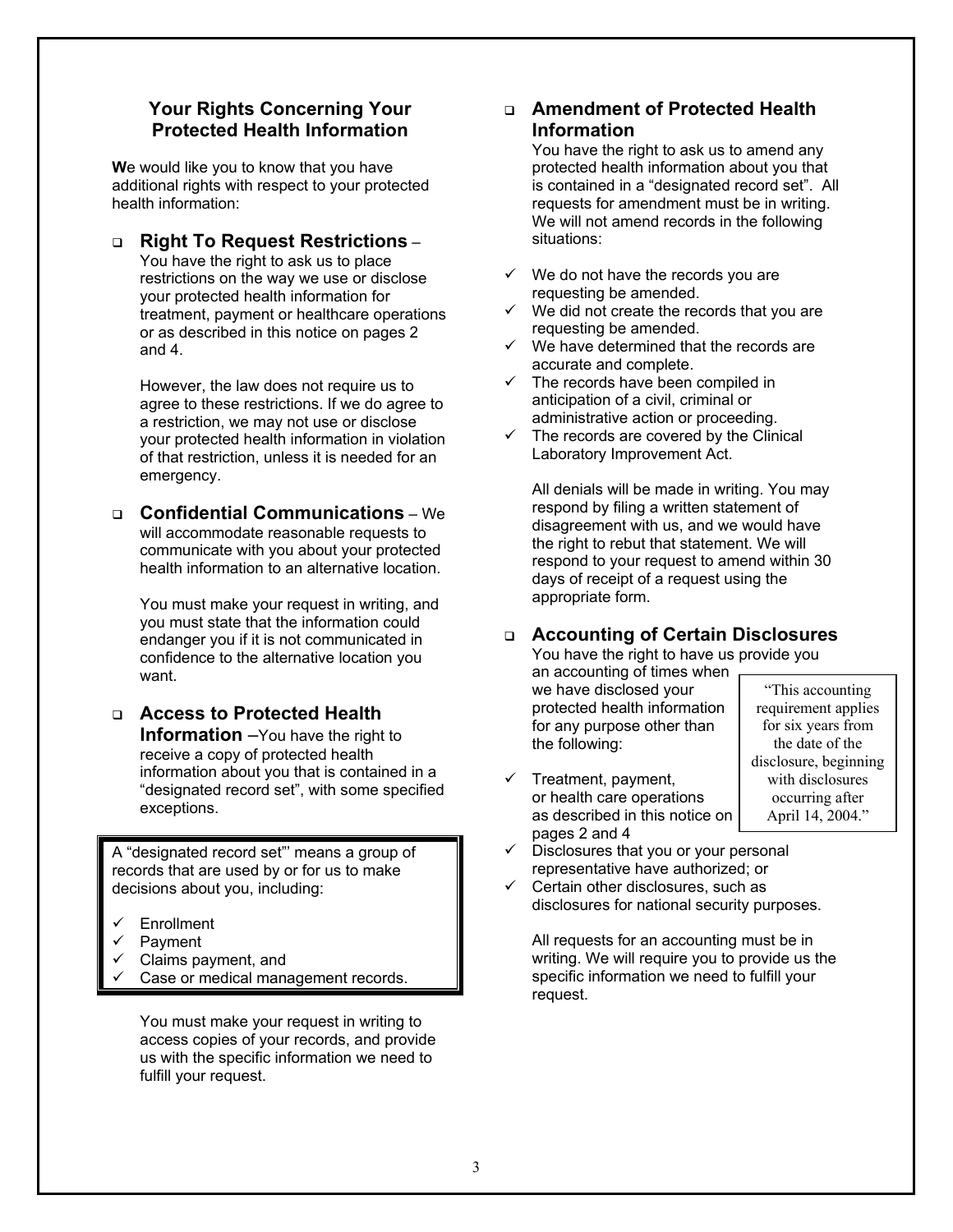## Your Rights Concerning Your Protected Health Information

**W**e would like you to know that you have additional rights with respect to your protected health information:

- **Right To Request Restrictions** – You have the right to ask us to place restrictions on the way we use or disclose your protected health information for treatment, payment or healthcare operations or as described in this notice on pages 2 and 4.

  However, the law does not require us to agree to these restrictions. If we do agree to a restriction, we may not use or disclose your protected health information in violation of that restriction, unless it is needed for an emergency.

- **Confidential Communications** – We will accommodate reasonable requests to communicate with you about your protected health information to an alternative location.

  You must make your request in writing, and you must state that the information could endanger you if it is not communicated in confidence to the alternative location you want.

- **Access to Protected Health Information** –You have the right to receive a copy of protected health information about you that is contained in a "designated record set", with some specified exceptions.

> A "designated record set"' means a group of records that are used by or for us to make decisions about you, including:
>
> - ✓ Enrollment
> - ✓ Payment
> - ✓ Claims payment, and
> - ✓ Case or medical management records.

  You must make your request in writing to access copies of your records, and provide us with the specific information we need to fulfill your request.

- **Amendment of Protected Health Information**

  You have the right to ask us to amend any protected health information about you that is contained in a "designated record set". All requests for amendment must be in writing. We will not amend records in the following situations:

  - ✓ We do not have the records you are requesting be amended.
  - ✓ We did not create the records that you are requesting be amended.
  - ✓ We have determined that the records are accurate and complete.
  - ✓ The records have been compiled in anticipation of a civil, criminal or administrative action or proceeding.
  - ✓ The records are covered by the Clinical Laboratory Improvement Act.

  All denials will be made in writing. You may respond by filing a written statement of disagreement with us, and we would have the right to rebut that statement. We will respond to your request to amend within 30 days of receipt of a request using the appropriate form.

- **Accounting of Certain Disclosures**

  You have the right to have us provide you an accounting of times when we have disclosed your protected health information for any purpose other than the following:

  - ✓ Treatment, payment, or health care operations as described in this notice on pages 2 and 4
  - ✓ Disclosures that you or your personal representative have authorized; or
  - ✓ Certain other disclosures, such as disclosures for national security purposes.

> "This accounting requirement applies for six years from the date of the disclosure, beginning with disclosures occurring after April 14, 2004."

  All requests for an accounting must be in writing. We will require you to provide us the specific information we need to fulfill your request.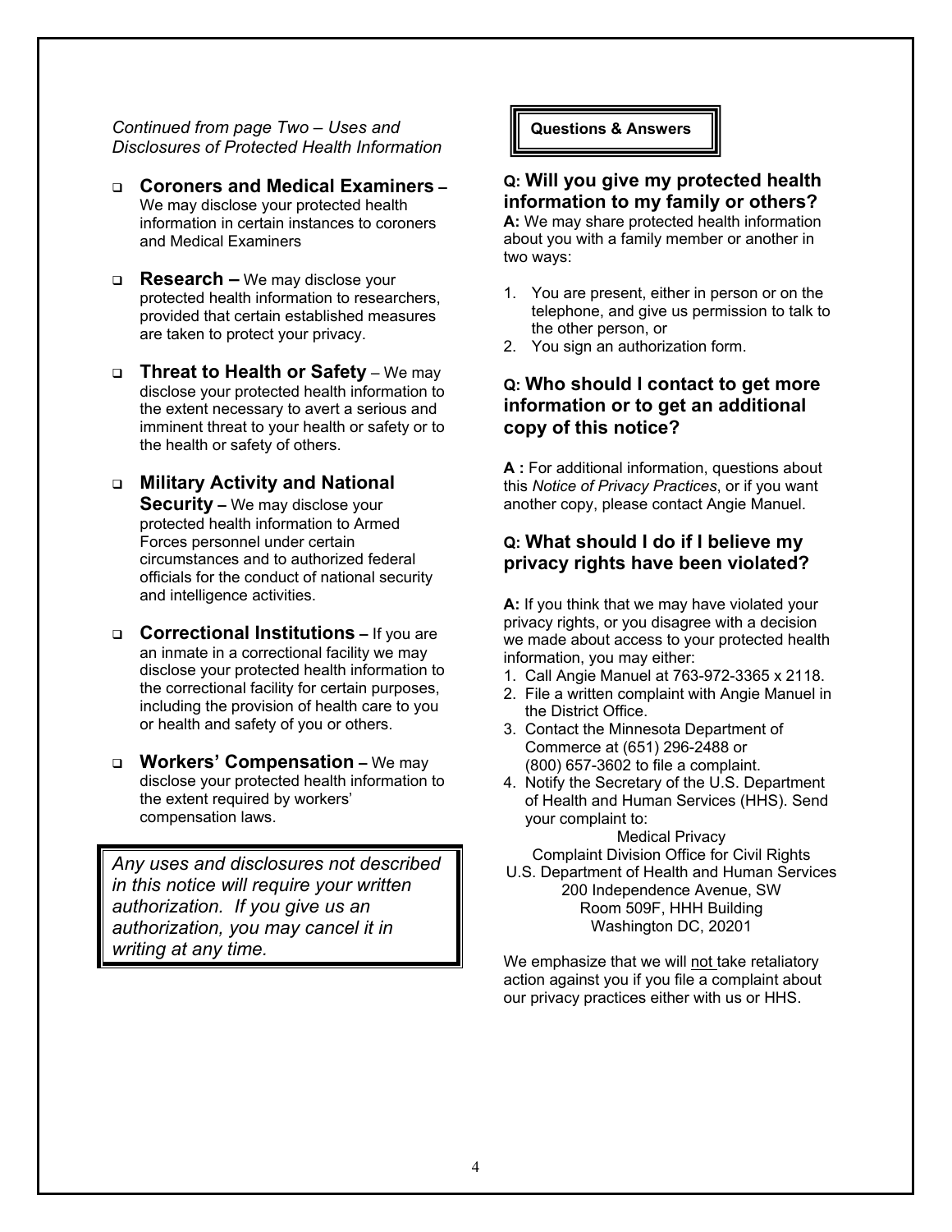*Continued from page Two – Uses and Disclosures of Protected Health Information*

- **Coroners and Medical Examiners –** We may disclose your protected health information in certain instances to coroners and Medical Examiners
- **Research –** We may disclose your protected health information to researchers, provided that certain established measures are taken to protect your privacy.
- **Threat to Health or Safety** – We may disclose your protected health information to the extent necessary to avert a serious and imminent threat to your health or safety or to the health or safety of others.
- **Military Activity and National Security –** We may disclose your protected health information to Armed Forces personnel under certain circumstances and to authorized federal officials for the conduct of national security and intelligence activities.
- **Correctional Institutions –** If you are an inmate in a correctional facility we may disclose your protected health information to the correctional facility for certain purposes, including the provision of health care to you or health and safety of you or others.
- **Workers' Compensation –** We may disclose your protected health information to the extent required by workers' compensation laws.

*Any uses and disclosures not described in this notice will require your written authorization. If you give us an authorization, you may cancel it in writing at any time.*

## Questions & Answers

### Q: Will you give my protected health information to my family or others?

**A:** We may share protected health information about you with a family member or another in two ways:

1. You are present, either in person or on the telephone, and give us permission to talk to the other person, or
2. You sign an authorization form.

### Q: Who should I contact to get more information or to get an additional copy of this notice?

**A :** For additional information, questions about this *Notice of Privacy Practices*, or if you want another copy, please contact Angie Manuel.

### Q: What should I do if I believe my privacy rights have been violated?

**A:** If you think that we may have violated your privacy rights, or you disagree with a decision we made about access to your protected health information, you may either:

1. Call Angie Manuel at 763-972-3365 x 2118.
2. File a written complaint with Angie Manuel in the District Office.
3. Contact the Minnesota Department of Commerce at (651) 296-2488 or (800) 657-3602 to file a complaint.
4. Notify the Secretary of the U.S. Department of Health and Human Services (HHS). Send your complaint to:

Medical Privacy
Complaint Division Office for Civil Rights
U.S. Department of Health and Human Services
200 Independence Avenue, SW
Room 509F, HHH Building
Washington DC, 20201

We emphasize that we will not take retaliatory action against you if you file a complaint about our privacy practices either with us or HHS.